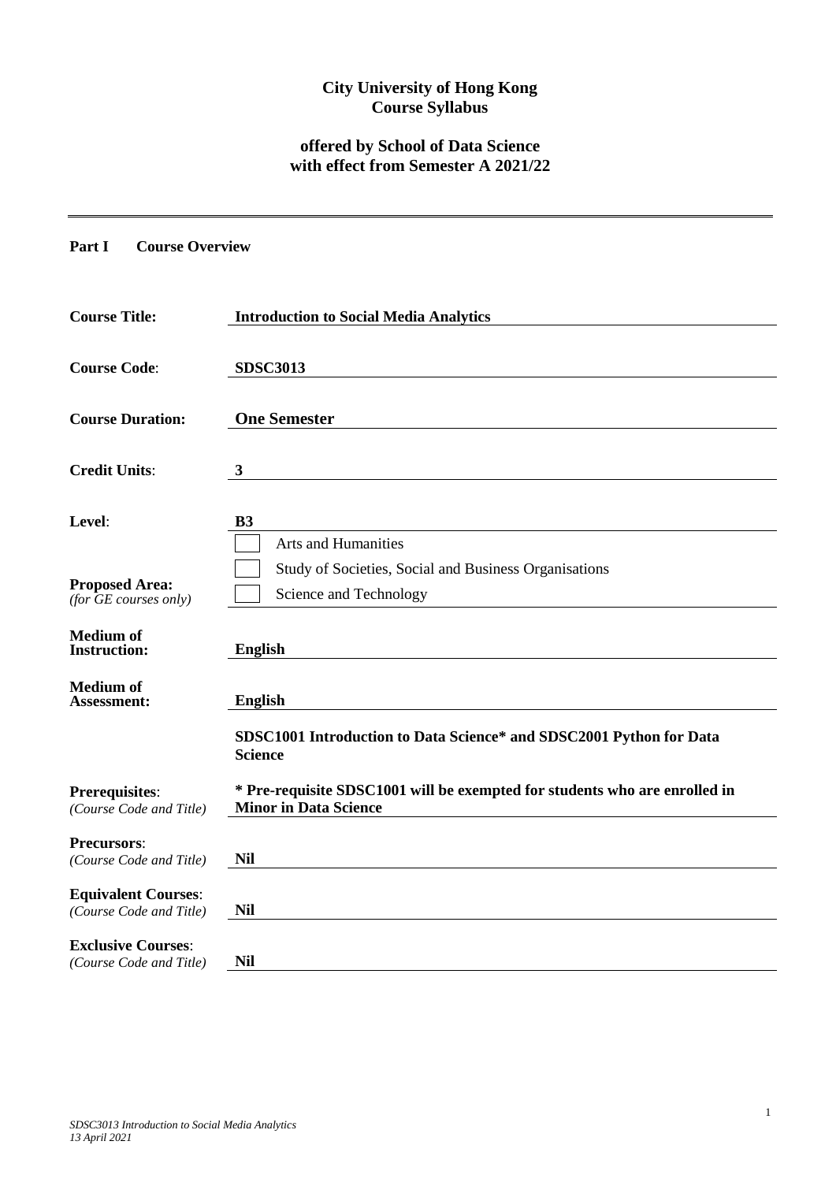# City University of Hong Kong
# Course Syllabus

## offered by School of Data Science
## with effect from Semester A 2021/22

---

**Part I Course Overview**

| | |
|---|---|
| **Course Title:** | **Introduction to Social Media Analytics** |
| **Course Code**: | **SDSC3013** |
| **Course Duration:** | **One Semester** |
| **Credit Units**: | **3** |
| **Level**: | **B3** |
| **Proposed Area:** *(for GE courses only)* | ☐ Arts and Humanities<br>☐ Study of Societies, Social and Business Organisations<br>☐ Science and Technology |
| **Medium of Instruction:** | **English** |
| **Medium of Assessment:** | **English** |
| **Prerequisites**: *(Course Code and Title)* | **SDSC1001 Introduction to Data Science* and SDSC2001 Python for Data Science**<br><br>**\* Pre-requisite SDSC1001 will be exempted for students who are enrolled in Minor in Data Science** |
| **Precursors**: *(Course Code and Title)* | **Nil** |
| **Equivalent Courses**: *(Course Code and Title)* | **Nil** |
| **Exclusive Courses**: *(Course Code and Title)* | **Nil** |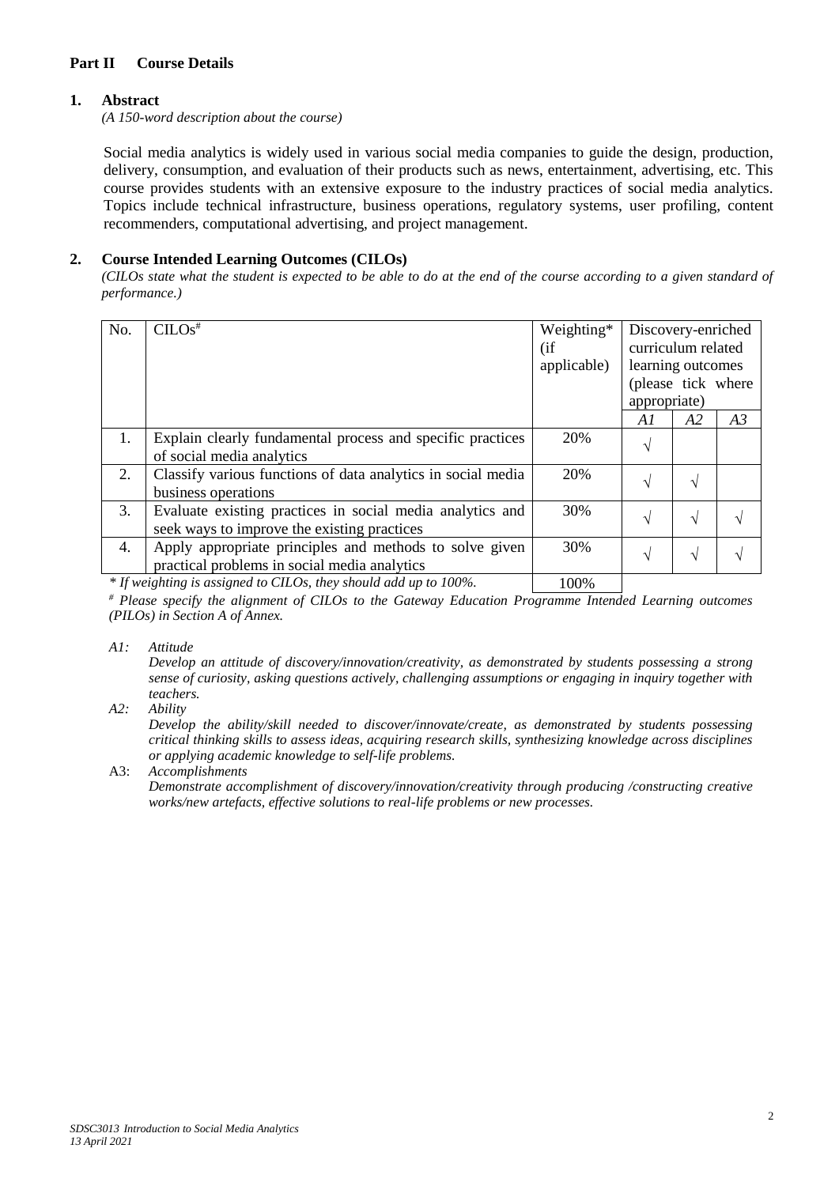## Part II Course Details

### 1. Abstract

*(A 150-word description about the course)*

Social media analytics is widely used in various social media companies to guide the design, production, delivery, consumption, and evaluation of their products such as news, entertainment, advertising, etc. This course provides students with an extensive exposure to the industry practices of social media analytics. Topics include technical infrastructure, business operations, regulatory systems, user profiling, content recommenders, computational advertising, and project management.

### 2. Course Intended Learning Outcomes (CILOs)

*(CILOs state what the student is expected to be able to do at the end of the course according to a given standard of performance.)*

| No. | CILOs# | Weighting* (if applicable) | Discovery-enriched curriculum related learning outcomes (please tick where appropriate) | | |
|---|---|---|---|---|---|
| | | | *A1* | *A2* | *A3* |
| 1. | Explain clearly fundamental process and specific practices of social media analytics | 20% | √ | | |
| 2. | Classify various functions of data analytics in social media business operations | 20% | √ | √ | |
| 3. | Evaluate existing practices in social media analytics and seek ways to improve the existing practices | 30% | √ | √ | √ |
| 4. | Apply appropriate principles and methods to solve given practical problems in social media analytics | 30% | √ | √ | √ |
| | | 100% | | | |

*\* If weighting is assigned to CILOs, they should add up to 100%.*

*# Please specify the alignment of CILOs to the Gateway Education Programme Intended Learning outcomes (PILOs) in Section A of Annex.*

*A1: Attitude*

*Develop an attitude of discovery/innovation/creativity, as demonstrated by students possessing a strong sense of curiosity, asking questions actively, challenging assumptions or engaging in inquiry together with teachers.*

*A2: Ability*

*Develop the ability/skill needed to discover/innovate/create, as demonstrated by students possessing critical thinking skills to assess ideas, acquiring research skills, synthesizing knowledge across disciplines or applying academic knowledge to self-life problems.*

A3: *Accomplishments*

*Demonstrate accomplishment of discovery/innovation/creativity through producing /constructing creative works/new artefacts, effective solutions to real-life problems or new processes.*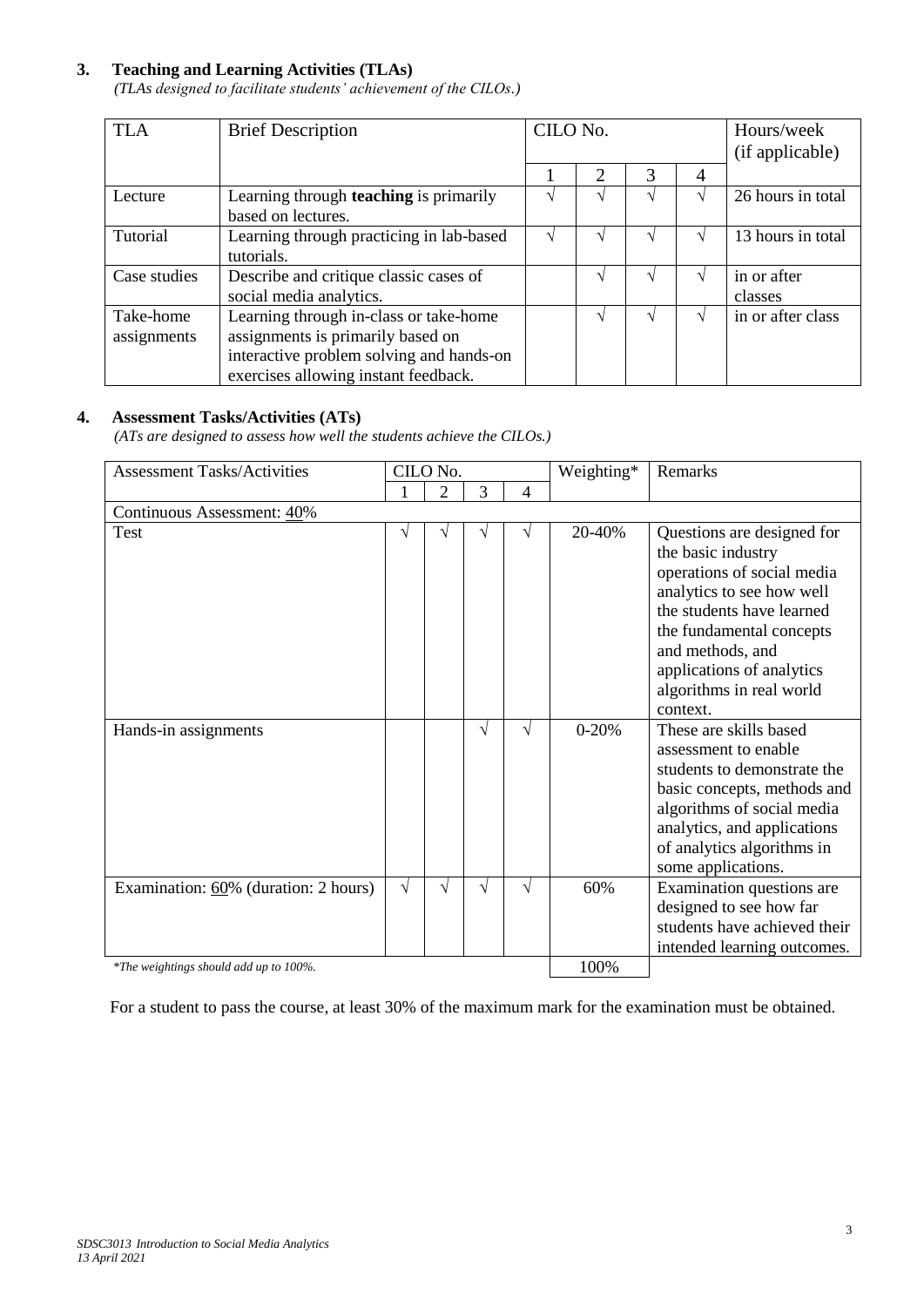## 3. Teaching and Learning Activities (TLAs)

*(TLAs designed to facilitate students' achievement of the CILOs.)*

| TLA | Brief Description | CILO No. | | | | Hours/week (if applicable) |
|---|---|---|---|---|---|---|
| | | 1 | 2 | 3 | 4 | |
| Lecture | Learning through **teaching** is primarily based on lectures. | √ | √ | √ | √ | 26 hours in total |
| Tutorial | Learning through practicing in lab-based tutorials. | √ | √ | √ | √ | 13 hours in total |
| Case studies | Describe and critique classic cases of social media analytics. | | √ | √ | √ | in or after classes |
| Take-home assignments | Learning through in-class or take-home assignments is primarily based on interactive problem solving and hands-on exercises allowing instant feedback. | | √ | √ | √ | in or after class |

## 4. Assessment Tasks/Activities (ATs)

*(ATs are designed to assess how well the students achieve the CILOs.)*

| Assessment Tasks/Activities | CILO No. | | | | Weighting* | Remarks |
|---|---|---|---|---|---|---|
| | 1 | 2 | 3 | 4 | | |
| Continuous Assessment: 40% | | | | | | |
| Test | √ | √ | √ | √ | 20-40% | Questions are designed for the basic industry operations of social media analytics to see how well the students have learned the fundamental concepts and methods, and applications of analytics algorithms in real world context. |
| Hands-in assignments | | | √ | √ | 0-20% | These are skills based assessment to enable students to demonstrate the basic concepts, methods and algorithms of social media analytics, and applications of analytics algorithms in some applications. |
| Examination: 60% (duration: 2 hours) | √ | √ | √ | √ | 60% | Examination questions are designed to see how far students have achieved their intended learning outcomes. |
| *\*The weightings should add up to 100%.* | | | | | 100% | |

For a student to pass the course, at least 30% of the maximum mark for the examination must be obtained.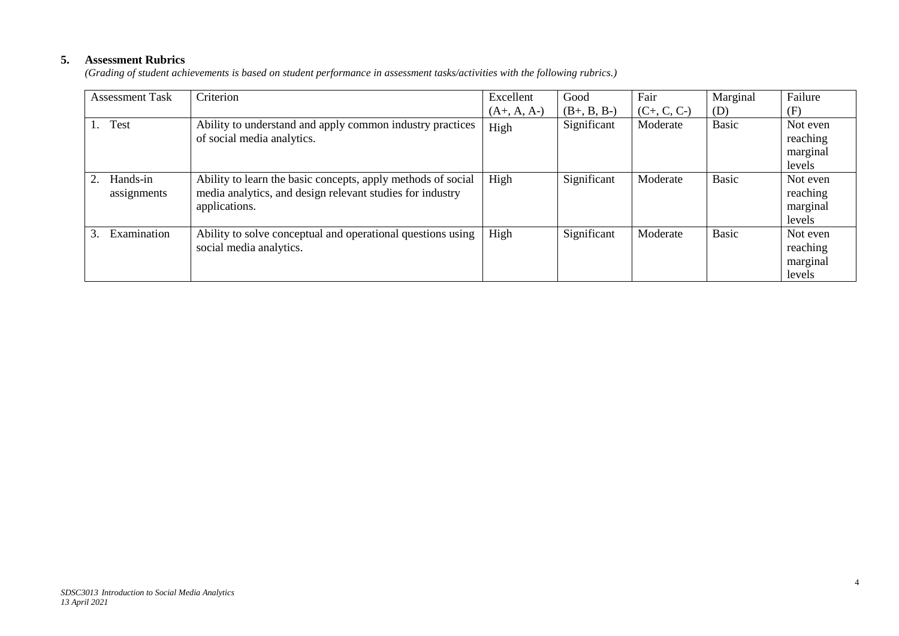## 5. Assessment Rubrics

*(Grading of student achievements is based on student performance in assessment tasks/activities with the following rubrics.)*

| Assessment Task | Criterion | Excellent (A+, A, A-) | Good (B+, B, B-) | Fair (C+, C, C-) | Marginal (D) | Failure (F) |
|---|---|---|---|---|---|---|
| 1. Test | Ability to understand and apply common industry practices of social media analytics. | High | Significant | Moderate | Basic | Not even reaching marginal levels |
| 2. Hands-in assignments | Ability to learn the basic concepts, apply methods of social media analytics, and design relevant studies for industry applications. | High | Significant | Moderate | Basic | Not even reaching marginal levels |
| 3. Examination | Ability to solve conceptual and operational questions using social media analytics. | High | Significant | Moderate | Basic | Not even reaching marginal levels |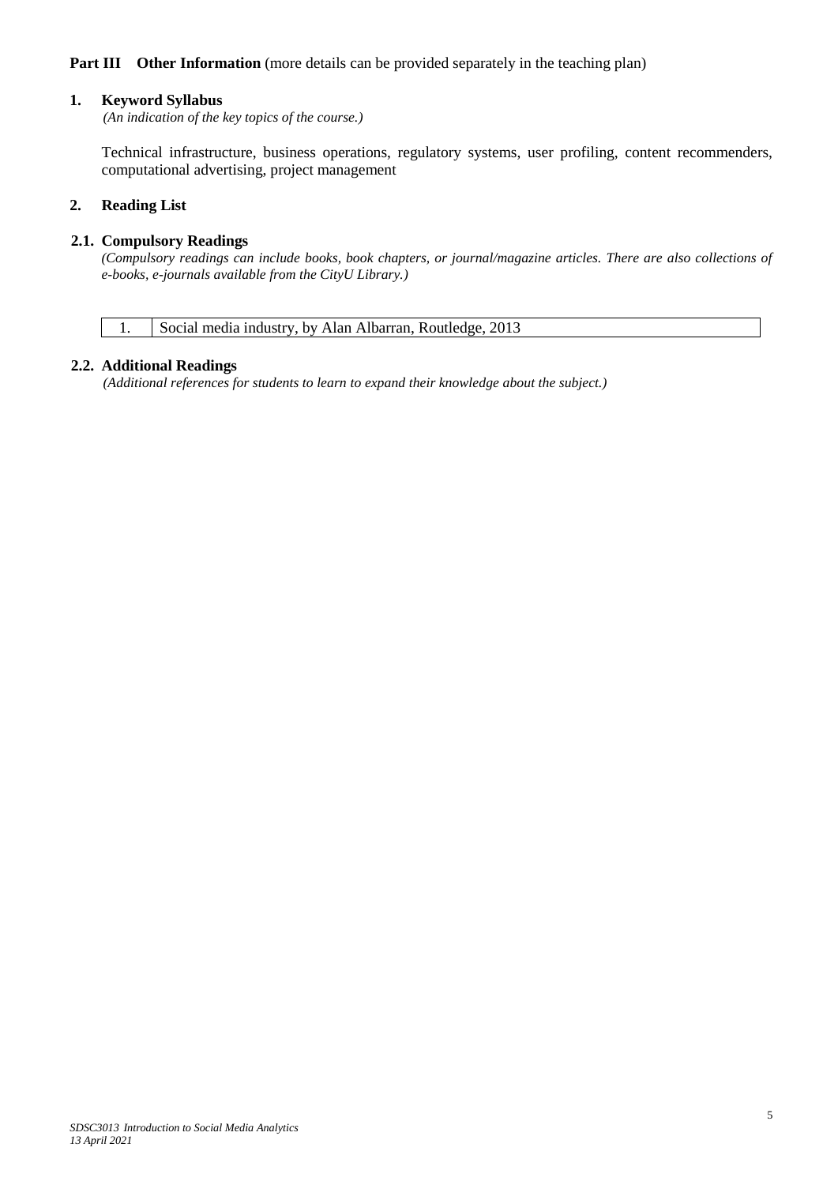## Part III Other Information (more details can be provided separately in the teaching plan)

### 1. Keyword Syllabus

*(An indication of the key topics of the course.)*

Technical infrastructure, business operations, regulatory systems, user profiling, content recommenders, computational advertising, project management

### 2. Reading List

#### 2.1. Compulsory Readings

*(Compulsory readings can include books, book chapters, or journal/magazine articles. There are also collections of e-books, e-journals available from the CityU Library.)*

| | |
|---|---|
| 1. | Social media industry, by Alan Albarran, Routledge, 2013 |

#### 2.2. Additional Readings

*(Additional references for students to learn to expand their knowledge about the subject.)*